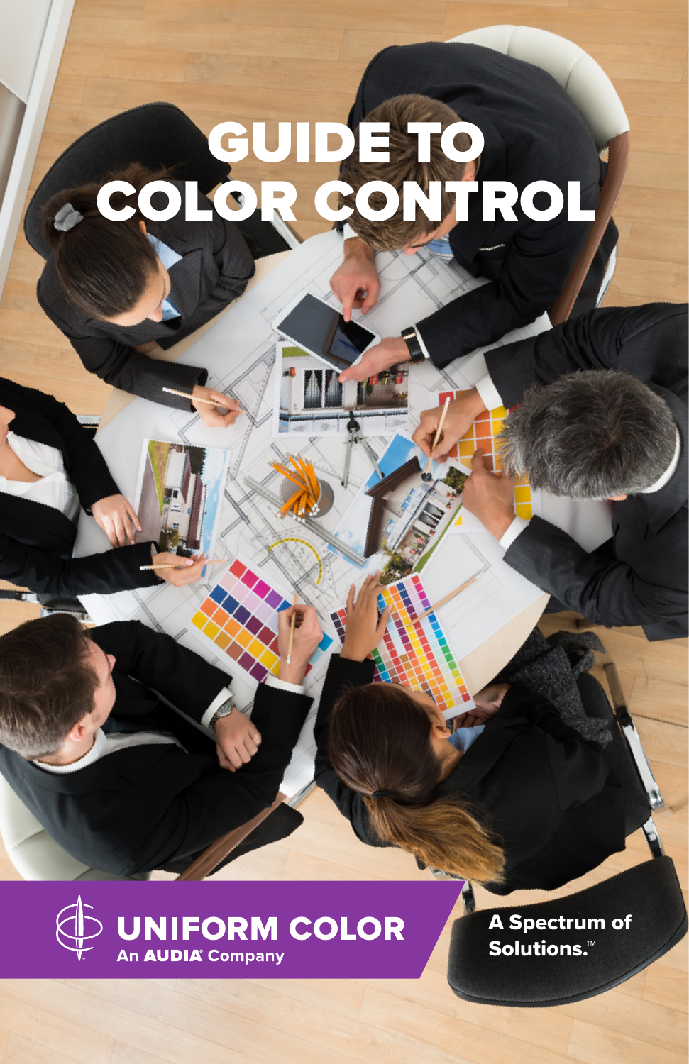# GUIDE TO COLOR CONTROL

**UNIFORM COLOR**
An AUDIA® Company

**A Spectrum of Solutions.™**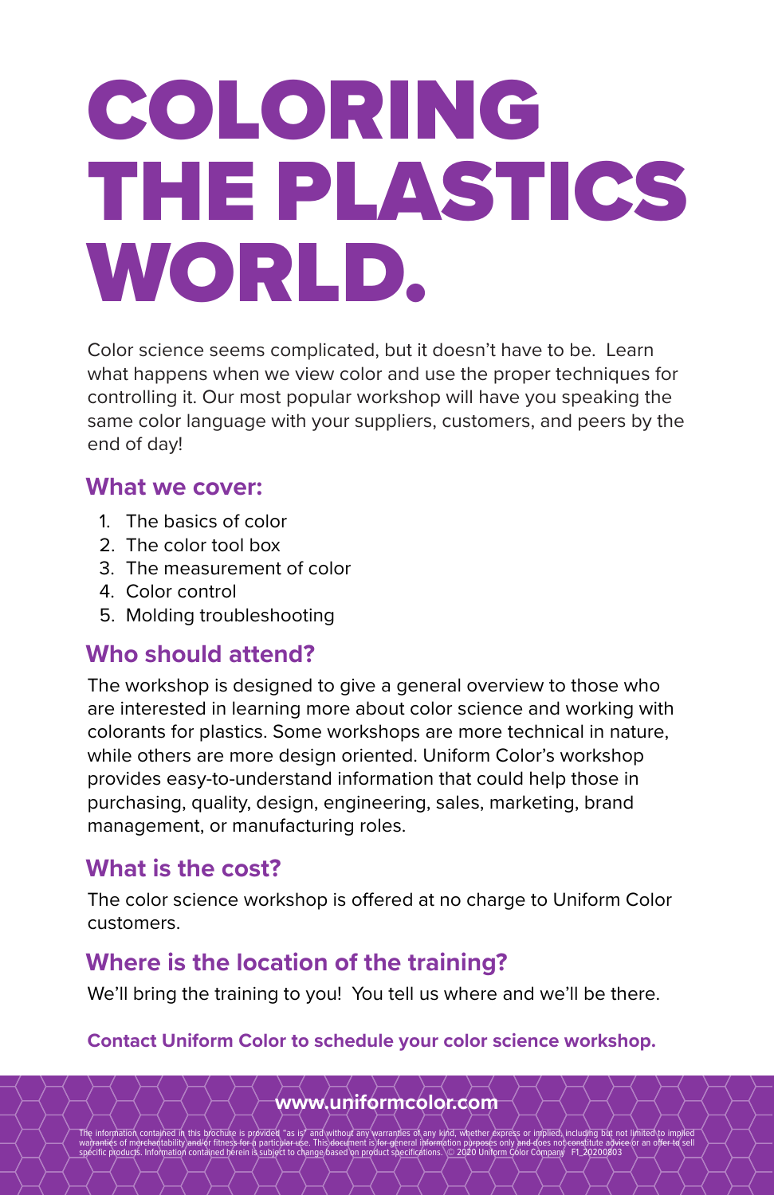# COLORING THE PLASTICS WORLD.

Color science seems complicated, but it doesn't have to be. Learn what happens when we view color and use the proper techniques for controlling it. Our most popular workshop will have you speaking the same color language with your suppliers, customers, and peers by the end of day!

## What we cover:

1. The basics of color
2. The color tool box
3. The measurement of color
4. Color control
5. Molding troubleshooting

## Who should attend?

The workshop is designed to give a general overview to those who are interested in learning more about color science and working with colorants for plastics. Some workshops are more technical in nature, while others are more design oriented. Uniform Color's workshop provides easy-to-understand information that could help those in purchasing, quality, design, engineering, sales, marketing, brand management, or manufacturing roles.

## What is the cost?

The color science workshop is offered at no charge to Uniform Color customers.

## Where is the location of the training?

We'll bring the training to you! You tell us where and we'll be there.

**Contact Uniform Color to schedule your color science workshop.**

**www.uniformcolor.com**

The information contained in this brochure is provided "as is" and without any warranties of any kind, whether express or implied, including but not limited to implied warranties of merchantability and/or fitness for a particular use. This document is for general information purposes only and does not constitute advice or an offer to sell specific products. Information contained herein is subject to change based on product specifications. © 2020 Uniform Color Company F1_20200803